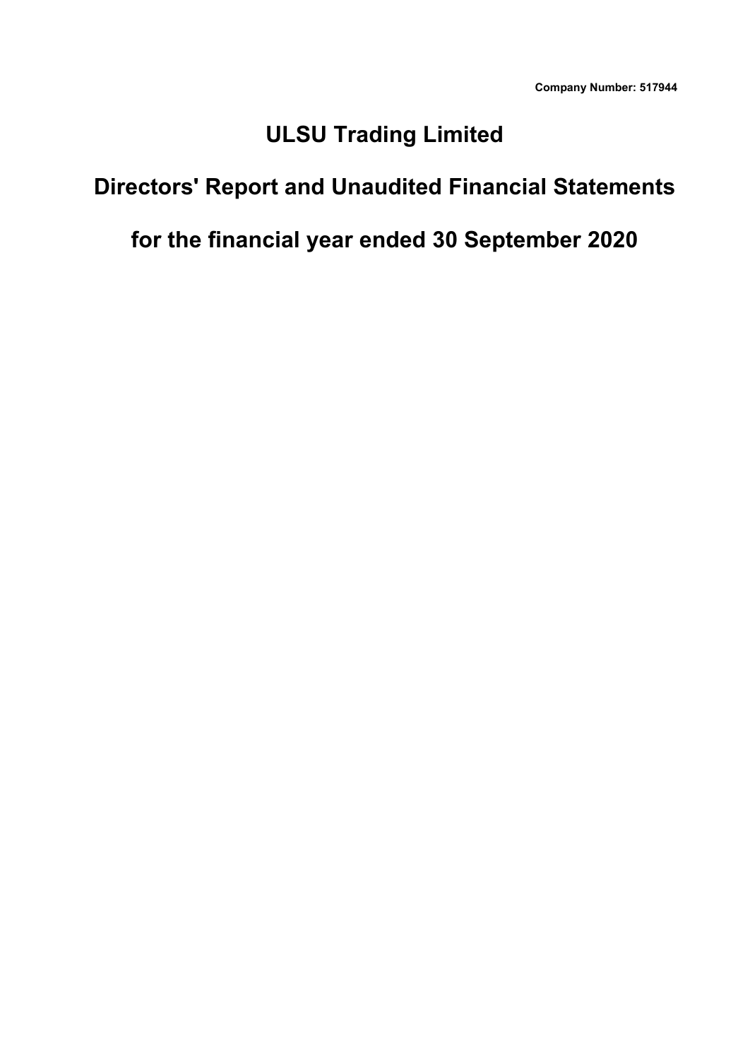**Company Number: 517944**

# ULSU Trading Limited

# Directors' Report and Unaudited Financial Statements

# for the financial year ended 30 September 2020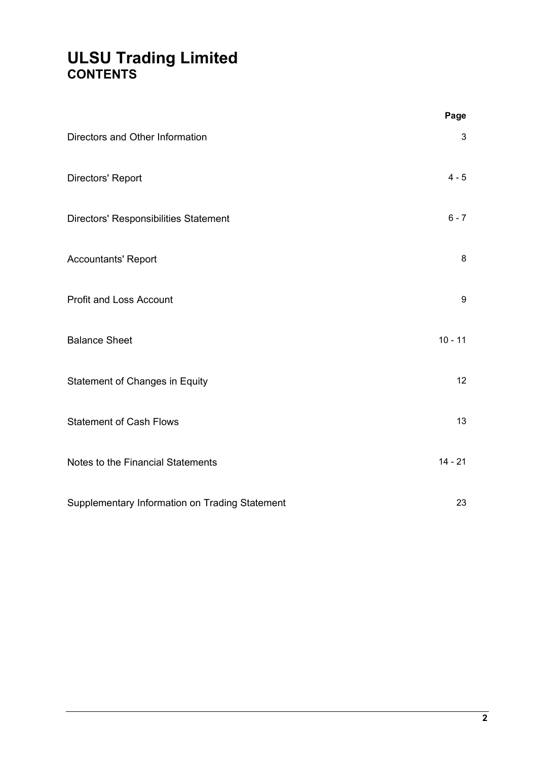# ULSU Trading Limited
## CONTENTS

| | Page |
|---|---|
| Directors and Other Information | 3 |
| Directors' Report | 4 - 5 |
| Directors' Responsibilities Statement | 6 - 7 |
| Accountants' Report | 8 |
| Profit and Loss Account | 9 |
| Balance Sheet | 10 - 11 |
| Statement of Changes in Equity | 12 |
| Statement of Cash Flows | 13 |
| Notes to the Financial Statements | 14 - 21 |
| Supplementary Information on Trading Statement | 23 |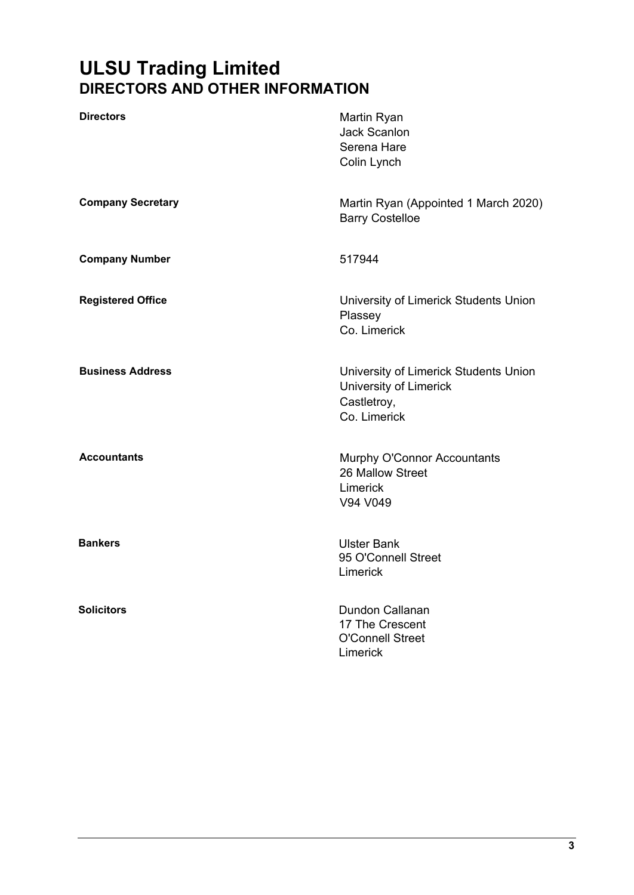# ULSU Trading Limited
## DIRECTORS AND OTHER INFORMATION

| | |
|---|---|
| **Directors** | Martin Ryan<br>Jack Scanlon<br>Serena Hare<br>Colin Lynch |
| **Company Secretary** | Martin Ryan (Appointed 1 March 2020)<br>Barry Costelloe |
| **Company Number** | 517944 |
| **Registered Office** | University of Limerick Students Union<br>Plassey<br>Co. Limerick |
| **Business Address** | University of Limerick Students Union<br>University of Limerick<br>Castletroy,<br>Co. Limerick |
| **Accountants** | Murphy O'Connor Accountants<br>26 Mallow Street<br>Limerick<br>V94 V049 |
| **Bankers** | Ulster Bank<br>95 O'Connell Street<br>Limerick |
| **Solicitors** | Dundon Callanan<br>17 The Crescent<br>O'Connell Street<br>Limerick |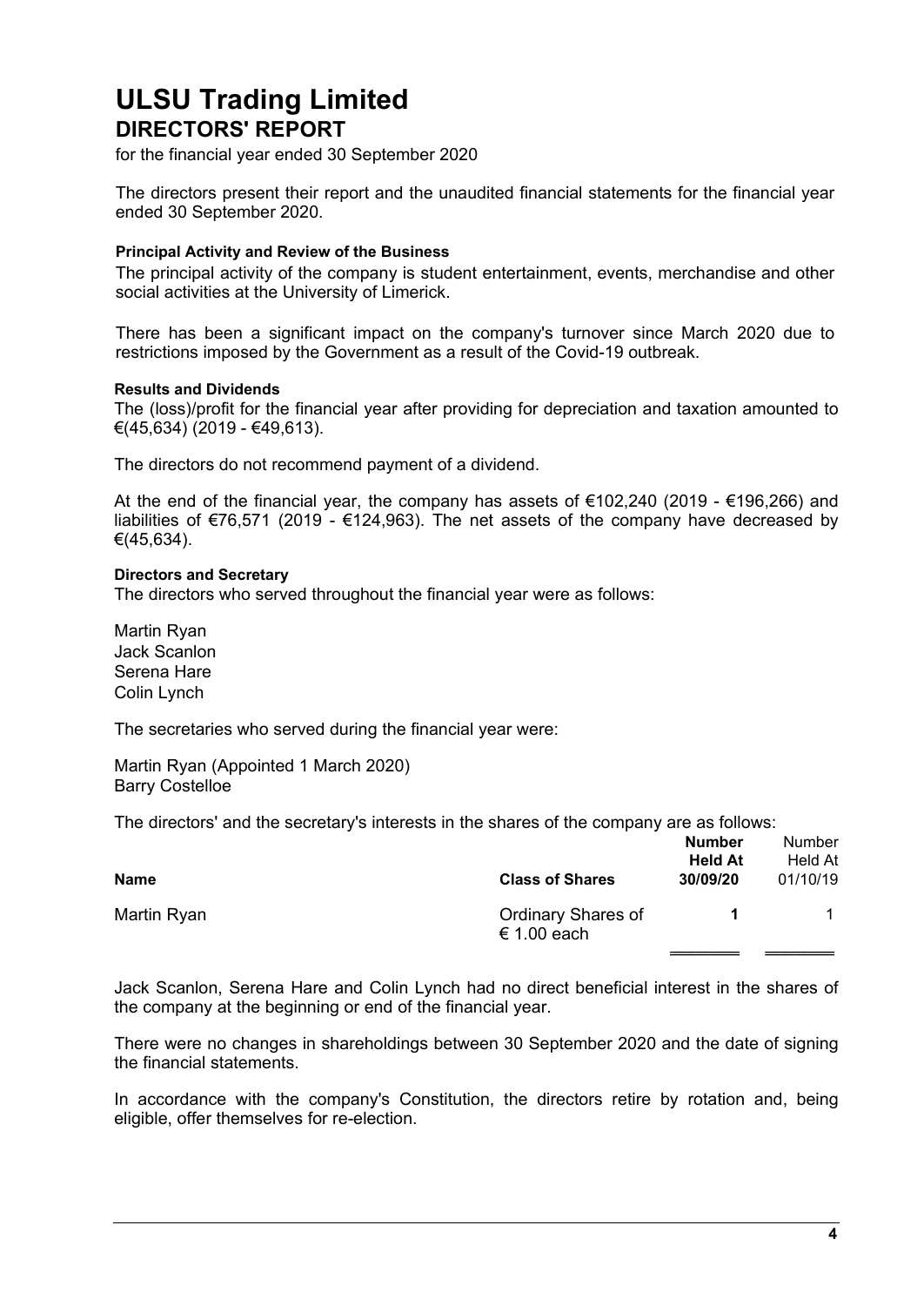# ULSU Trading Limited
## DIRECTORS' REPORT

for the financial year ended 30 September 2020

The directors present their report and the unaudited financial statements for the financial year ended 30 September 2020.

#### Principal Activity and Review of the Business

The principal activity of the company is student entertainment, events, merchandise and other social activities at the University of Limerick.

There has been a significant impact on the company's turnover since March 2020 due to restrictions imposed by the Government as a result of the Covid-19 outbreak.

#### Results and Dividends

The (loss)/profit for the financial year after providing for depreciation and taxation amounted to €(45,634) (2019 - €49,613).

The directors do not recommend payment of a dividend.

At the end of the financial year, the company has assets of €102,240 (2019 - €196,266) and liabilities of €76,571 (2019 - €124,963). The net assets of the company have decreased by €(45,634).

#### Directors and Secretary

The directors who served throughout the financial year were as follows:

Martin Ryan
Jack Scanlon
Serena Hare
Colin Lynch

The secretaries who served during the financial year were:

Martin Ryan (Appointed 1 March 2020)
Barry Costelloe

The directors' and the secretary's interests in the shares of the company are as follows:

| Name | Class of Shares | Number Held At 30/09/20 | Number Held At 01/10/19 |
|---|---|---|---|
| Martin Ryan | Ordinary Shares of € 1.00 each | **1** | 1 |

Jack Scanlon, Serena Hare and Colin Lynch had no direct beneficial interest in the shares of the company at the beginning or end of the financial year.

There were no changes in shareholdings between 30 September 2020 and the date of signing the financial statements.

In accordance with the company's Constitution, the directors retire by rotation and, being eligible, offer themselves for re-election.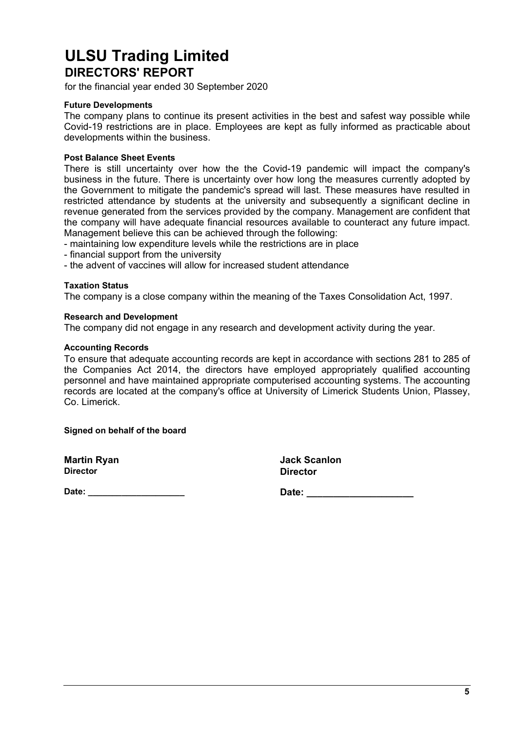# ULSU Trading Limited
## DIRECTORS' REPORT

for the financial year ended 30 September 2020

**Future Developments**

The company plans to continue its present activities in the best and safest way possible while Covid-19 restrictions are in place. Employees are kept as fully informed as practicable about developments within the business.

**Post Balance Sheet Events**

There is still uncertainty over how the the Covid-19 pandemic will impact the company's business in the future. There is uncertainty over how long the measures currently adopted by the Government to mitigate the pandemic's spread will last. These measures have resulted in restricted attendance by students at the university and subsequently a significant decline in revenue generated from the services provided by the company. Management are confident that the company will have adequate financial resources available to counteract any future impact. Management believe this can be achieved through the following:

- maintaining low expenditure levels while the restrictions are in place
- financial support from the university
- the advent of vaccines will allow for increased student attendance

**Taxation Status**

The company is a close company within the meaning of the Taxes Consolidation Act, 1997.

**Research and Development**

The company did not engage in any research and development activity during the year.

**Accounting Records**

To ensure that adequate accounting records are kept in accordance with sections 281 to 285 of the Companies Act 2014, the directors have employed appropriately qualified accounting personnel and have maintained appropriate computerised accounting systems. The accounting records are located at the company's office at University of Limerick Students Union, Plassey, Co. Limerick.

**Signed on behalf of the board**

**Martin Ryan**
**Director**

**Date:** ___________________

**Jack Scanlon**
**Director**

**Date:** ____________________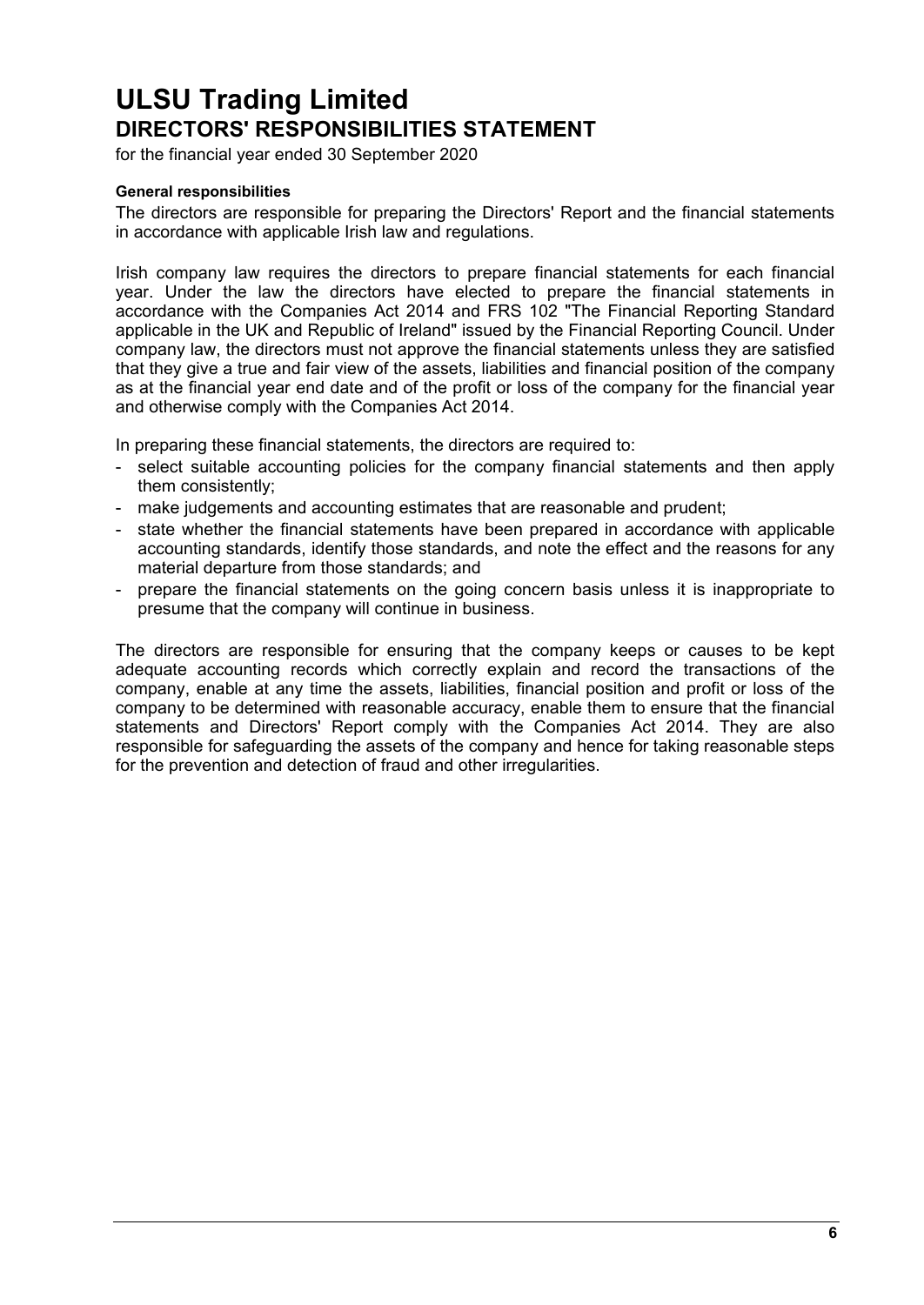# ULSU Trading Limited
## DIRECTORS' RESPONSIBILITIES STATEMENT

for the financial year ended 30 September 2020

**General responsibilities**

The directors are responsible for preparing the Directors' Report and the financial statements in accordance with applicable Irish law and regulations.

Irish company law requires the directors to prepare financial statements for each financial year. Under the law the directors have elected to prepare the financial statements in accordance with the Companies Act 2014 and FRS 102 "The Financial Reporting Standard applicable in the UK and Republic of Ireland" issued by the Financial Reporting Council. Under company law, the directors must not approve the financial statements unless they are satisfied that they give a true and fair view of the assets, liabilities and financial position of the company as at the financial year end date and of the profit or loss of the company for the financial year and otherwise comply with the Companies Act 2014.

In preparing these financial statements, the directors are required to:

- select suitable accounting policies for the company financial statements and then apply them consistently;
- make judgements and accounting estimates that are reasonable and prudent;
- state whether the financial statements have been prepared in accordance with applicable accounting standards, identify those standards, and note the effect and the reasons for any material departure from those standards; and
- prepare the financial statements on the going concern basis unless it is inappropriate to presume that the company will continue in business.

The directors are responsible for ensuring that the company keeps or causes to be kept adequate accounting records which correctly explain and record the transactions of the company, enable at any time the assets, liabilities, financial position and profit or loss of the company to be determined with reasonable accuracy, enable them to ensure that the financial statements and Directors' Report comply with the Companies Act 2014. They are also responsible for safeguarding the assets of the company and hence for taking reasonable steps for the prevention and detection of fraud and other irregularities.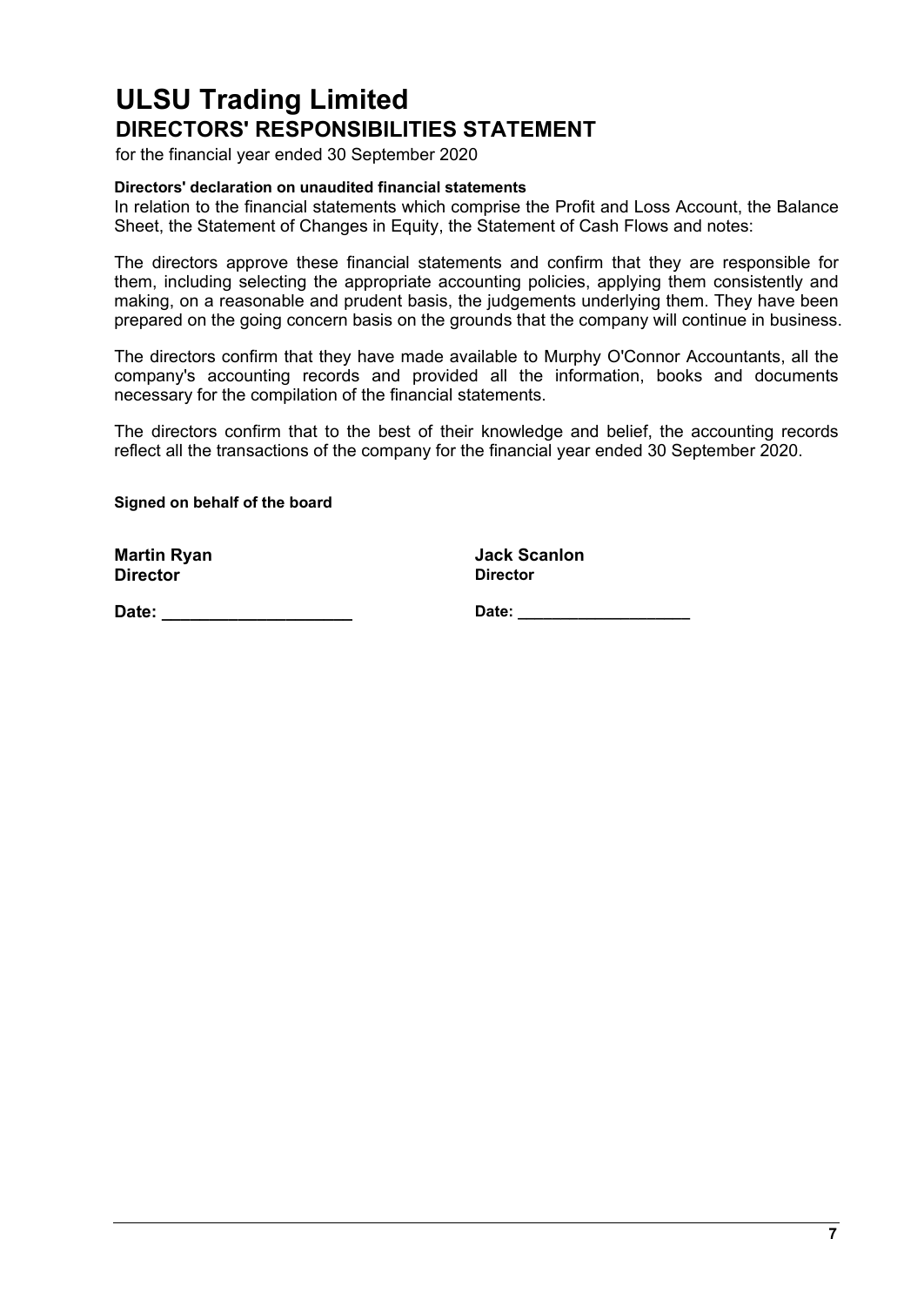# ULSU Trading Limited
## DIRECTORS' RESPONSIBILITIES STATEMENT

for the financial year ended 30 September 2020

**Directors' declaration on unaudited financial statements**

In relation to the financial statements which comprise the Profit and Loss Account, the Balance Sheet, the Statement of Changes in Equity, the Statement of Cash Flows and notes:

The directors approve these financial statements and confirm that they are responsible for them, including selecting the appropriate accounting policies, applying them consistently and making, on a reasonable and prudent basis, the judgements underlying them. They have been prepared on the going concern basis on the grounds that the company will continue in business.

The directors confirm that they have made available to Murphy O'Connor Accountants, all the company's accounting records and provided all the information, books and documents necessary for the compilation of the financial statements.

The directors confirm that to the best of their knowledge and belief, the accounting records reflect all the transactions of the company for the financial year ended 30 September 2020.

**Signed on behalf of the board**

| | |
|---|---|
| **Martin Ryan** | **Jack Scanlon** |
| **Director** | **Director** |
| **Date: ____________________** | **Date: ___________________** |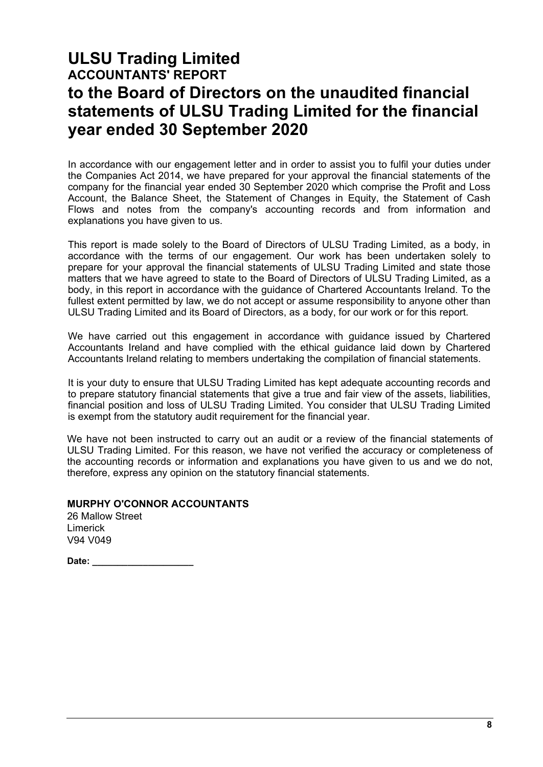# ULSU Trading Limited
## ACCOUNTANTS' REPORT
# to the Board of Directors on the unaudited financial statements of ULSU Trading Limited for the financial year ended 30 September 2020

In accordance with our engagement letter and in order to assist you to fulfil your duties under the Companies Act 2014, we have prepared for your approval the financial statements of the company for the financial year ended 30 September 2020 which comprise the Profit and Loss Account, the Balance Sheet, the Statement of Changes in Equity, the Statement of Cash Flows and notes from the company's accounting records and from information and explanations you have given to us.

This report is made solely to the Board of Directors of ULSU Trading Limited, as a body, in accordance with the terms of our engagement. Our work has been undertaken solely to prepare for your approval the financial statements of ULSU Trading Limited and state those matters that we have agreed to state to the Board of Directors of ULSU Trading Limited, as a body, in this report in accordance with the guidance of Chartered Accountants Ireland. To the fullest extent permitted by law, we do not accept or assume responsibility to anyone other than ULSU Trading Limited and its Board of Directors, as a body, for our work or for this report.

We have carried out this engagement in accordance with guidance issued by Chartered Accountants Ireland and have complied with the ethical guidance laid down by Chartered Accountants Ireland relating to members undertaking the compilation of financial statements.

It is your duty to ensure that ULSU Trading Limited has kept adequate accounting records and to prepare statutory financial statements that give a true and fair view of the assets, liabilities, financial position and loss of ULSU Trading Limited. You consider that ULSU Trading Limited is exempt from the statutory audit requirement for the financial year.

We have not been instructed to carry out an audit or a review of the financial statements of ULSU Trading Limited. For this reason, we have not verified the accuracy or completeness of the accounting records or information and explanations you have given to us and we do not, therefore, express any opinion on the statutory financial statements.

**MURPHY O'CONNOR ACCOUNTANTS**
26 Mallow Street
Limerick
V94 V049

**Date: ____________________**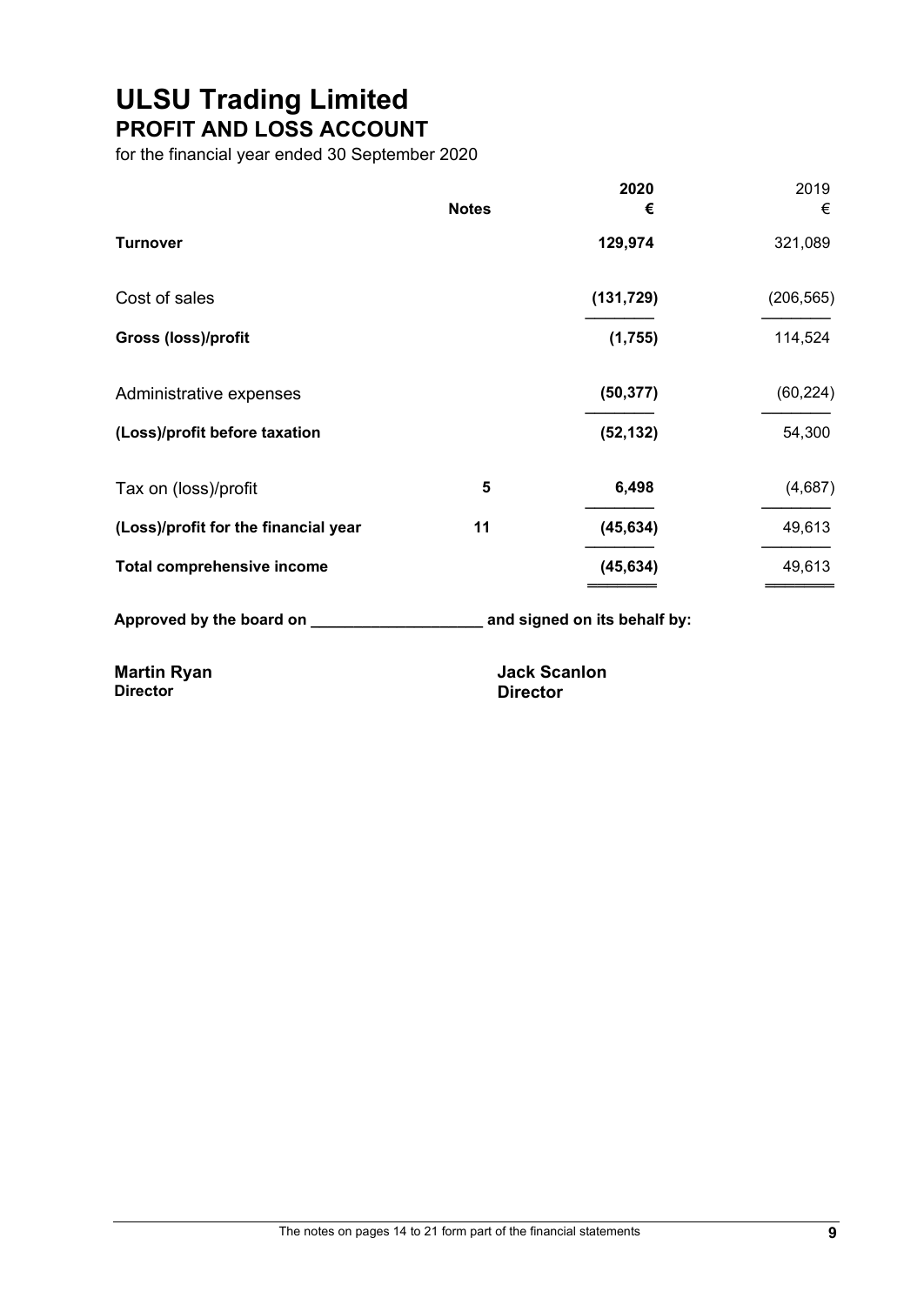# ULSU Trading Limited

## PROFIT AND LOSS ACCOUNT

for the financial year ended 30 September 2020

| | Notes | 2020 € | 2019 € |
|---|---|---|---|
| **Turnover** | | **129,974** | 321,089 |
| Cost of sales | | **(131,729)** | (206,565) |
| **Gross (loss)/profit** | | **(1,755)** | 114,524 |
| Administrative expenses | | **(50,377)** | (60,224) |
| **(Loss)/profit before taxation** | | **(52,132)** | 54,300 |
| Tax on (loss)/profit | **5** | **6,498** | (4,687) |
| **(Loss)/profit for the financial year** | **11** | **(45,634)** | 49,613 |
| **Total comprehensive income** | | **(45,634)** | 49,613 |

**Approved by the board on ____________________ and signed on its behalf by:**

**Martin Ryan**
**Director**

**Jack Scanlon**
**Director**

The notes on pages 14 to 21 form part of the financial statements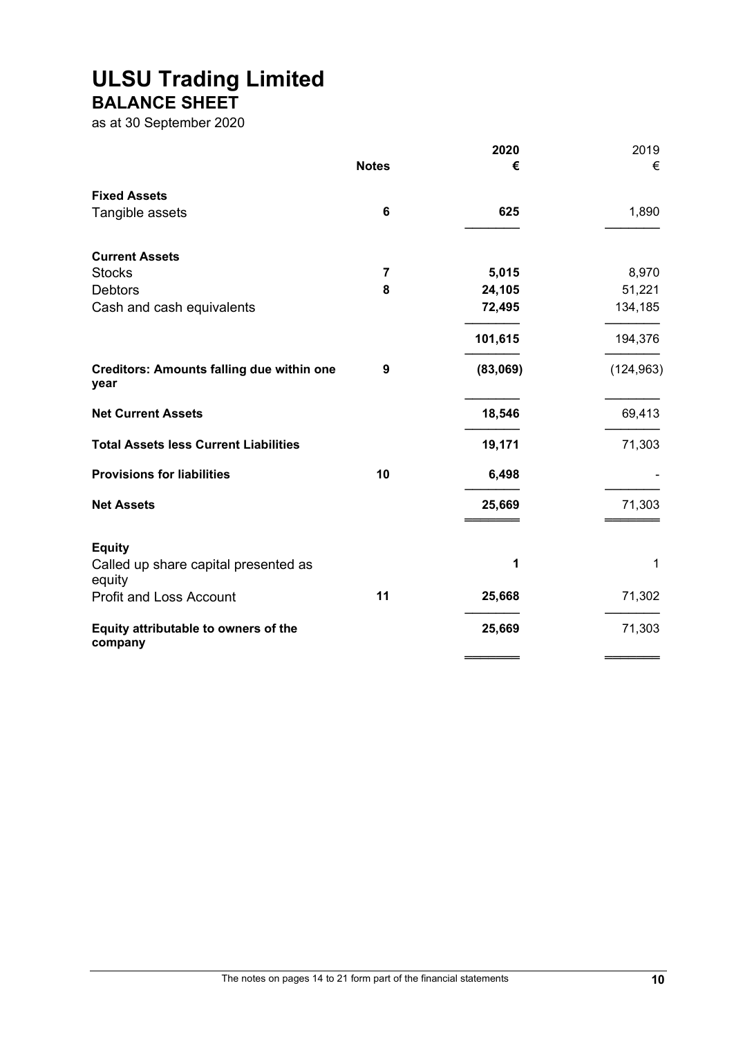# ULSU Trading Limited
## BALANCE SHEET

as at 30 September 2020

| | Notes | 2020 € | 2019 € |
|---|---|---|---|
| **Fixed Assets** | | | |
| Tangible assets | 6 | **625** | 1,890 |
| **Current Assets** | | | |
| Stocks | 7 | **5,015** | 8,970 |
| Debtors | 8 | **24,105** | 51,221 |
| Cash and cash equivalents | | **72,495** | 134,185 |
| | | **101,615** | 194,376 |
| **Creditors: Amounts falling due within one year** | 9 | **(83,069)** | (124,963) |
| **Net Current Assets** | | **18,546** | 69,413 |
| **Total Assets less Current Liabilities** | | **19,171** | 71,303 |
| **Provisions for liabilities** | 10 | **6,498** | - |
| **Net Assets** | | **25,669** | 71,303 |
| **Equity** | | | |
| Called up share capital presented as equity | | **1** | 1 |
| Profit and Loss Account | 11 | **25,668** | 71,302 |
| **Equity attributable to owners of the company** | | **25,669** | 71,303 |

The notes on pages 14 to 21 form part of the financial statements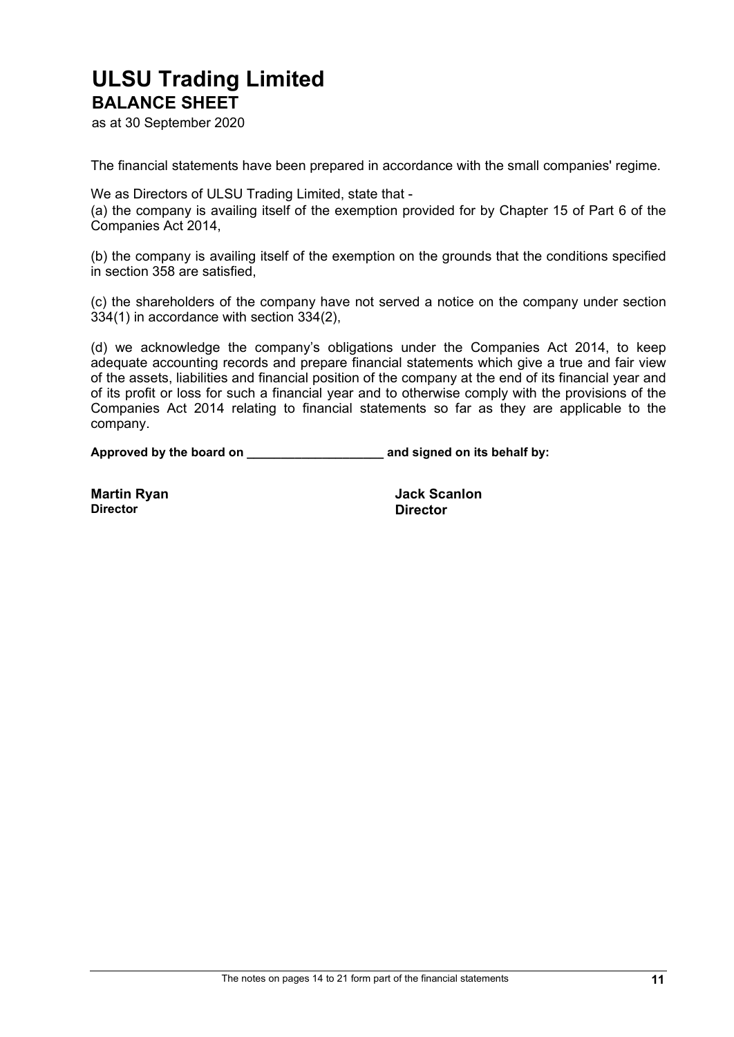# ULSU Trading Limited

## BALANCE SHEET

as at 30 September 2020

The financial statements have been prepared in accordance with the small companies' regime.

We as Directors of ULSU Trading Limited, state that -

(a) the company is availing itself of the exemption provided for by Chapter 15 of Part 6 of the Companies Act 2014,

(b) the company is availing itself of the exemption on the grounds that the conditions specified in section 358 are satisfied,

(c) the shareholders of the company have not served a notice on the company under section 334(1) in accordance with section 334(2),

(d) we acknowledge the company's obligations under the Companies Act 2014, to keep adequate accounting records and prepare financial statements which give a true and fair view of the assets, liabilities and financial position of the company at the end of its financial year and of its profit or loss for such a financial year and to otherwise comply with the provisions of the Companies Act 2014 relating to financial statements so far as they are applicable to the company.

**Approved by the board on ____________________ and signed on its behalf by:**

**Martin Ryan**
**Director**

**Jack Scanlon**
**Director**

The notes on pages 14 to 21 form part of the financial statements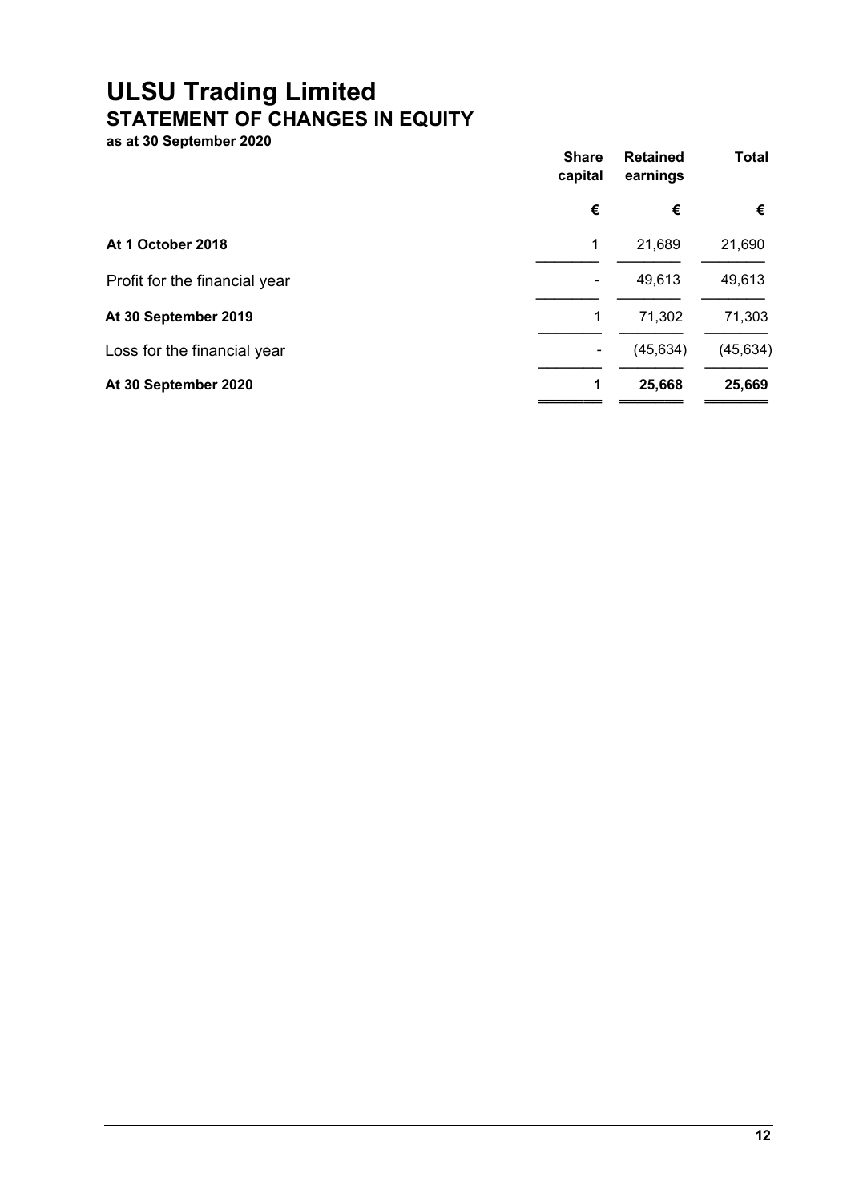# ULSU Trading Limited
## STATEMENT OF CHANGES IN EQUITY
**as at 30 September 2020**

| | Share capital | Retained earnings | Total |
|---|---|---|---|
| | € | € | € |
| **At 1 October 2018** | 1 | 21,689 | 21,690 |
| Profit for the financial year | - | 49,613 | 49,613 |
| **At 30 September 2019** | 1 | 71,302 | 71,303 |
| Loss for the financial year | - | (45,634) | (45,634) |
| **At 30 September 2020** | **1** | **25,668** | **25,669** |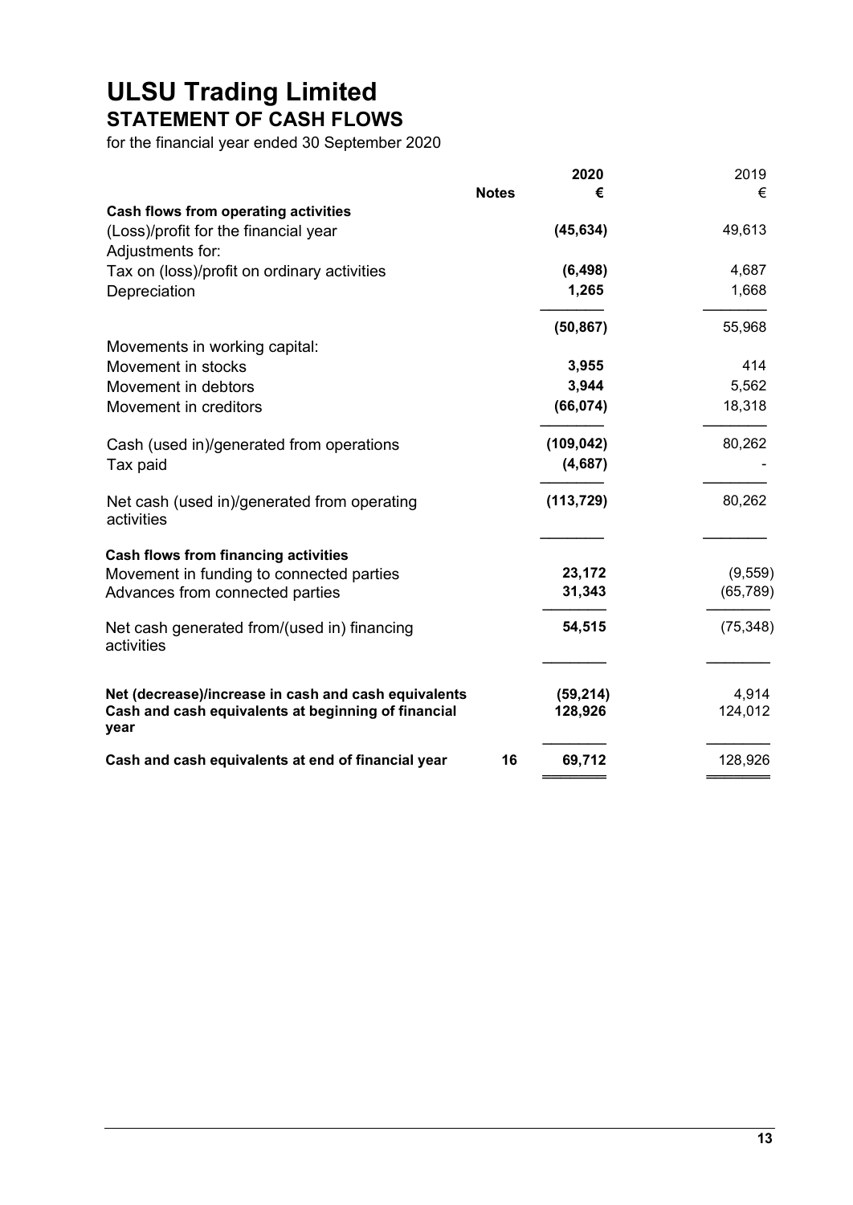# ULSU Trading Limited
## STATEMENT OF CASH FLOWS

for the financial year ended 30 September 2020

| | Notes | **2020** | 2019 |
|---|---|---|---|
| | | **€** | € |
| **Cash flows from operating activities** | | | |
| (Loss)/profit for the financial year | | **(45,634)** | 49,613 |
| Adjustments for: | | | |
| Tax on (loss)/profit on ordinary activities | | **(6,498)** | 4,687 |
| Depreciation | | **1,265** | 1,668 |
| | | **(50,867)** | 55,968 |
| Movements in working capital: | | | |
| Movement in stocks | | **3,955** | 414 |
| Movement in debtors | | **3,944** | 5,562 |
| Movement in creditors | | **(66,074)** | 18,318 |
| Cash (used in)/generated from operations | | **(109,042)** | 80,262 |
| Tax paid | | **(4,687)** | - |
| Net cash (used in)/generated from operating activities | | **(113,729)** | 80,262 |
| **Cash flows from financing activities** | | | |
| Movement in funding to connected parties | | **23,172** | (9,559) |
| Advances from connected parties | | **31,343** | (65,789) |
| Net cash generated from/(used in) financing activities | | **54,515** | (75,348) |
| **Net (decrease)/increase in cash and cash equivalents** | | **(59,214)** | 4,914 |
| **Cash and cash equivalents at beginning of financial year** | | **128,926** | 124,012 |
| **Cash and cash equivalents at end of financial year** | **16** | **69,712** | 128,926 |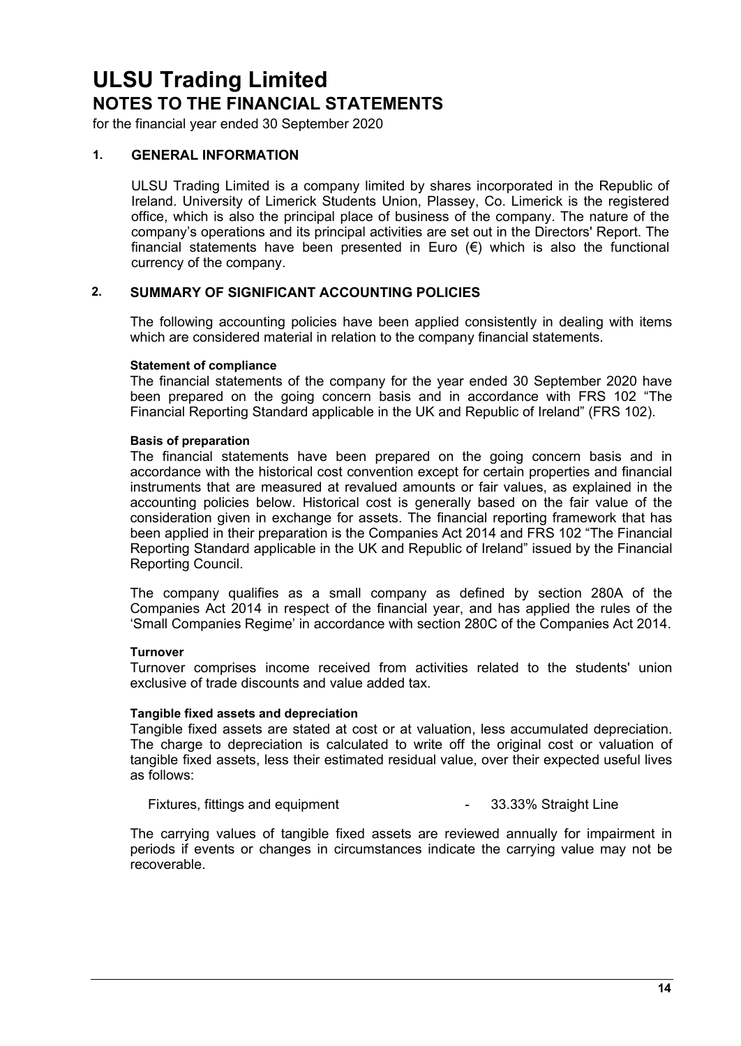# ULSU Trading Limited
## NOTES TO THE FINANCIAL STATEMENTS

for the financial year ended 30 September 2020

### 1. GENERAL INFORMATION

ULSU Trading Limited is a company limited by shares incorporated in the Republic of Ireland. University of Limerick Students Union, Plassey, Co. Limerick is the registered office, which is also the principal place of business of the company. The nature of the company's operations and its principal activities are set out in the Directors' Report. The financial statements have been presented in Euro (€) which is also the functional currency of the company.

### 2. SUMMARY OF SIGNIFICANT ACCOUNTING POLICIES

The following accounting policies have been applied consistently in dealing with items which are considered material in relation to the company financial statements.

**Statement of compliance**

The financial statements of the company for the year ended 30 September 2020 have been prepared on the going concern basis and in accordance with FRS 102 "The Financial Reporting Standard applicable in the UK and Republic of Ireland" (FRS 102).

**Basis of preparation**

The financial statements have been prepared on the going concern basis and in accordance with the historical cost convention except for certain properties and financial instruments that are measured at revalued amounts or fair values, as explained in the accounting policies below. Historical cost is generally based on the fair value of the consideration given in exchange for assets. The financial reporting framework that has been applied in their preparation is the Companies Act 2014 and FRS 102 "The Financial Reporting Standard applicable in the UK and Republic of Ireland" issued by the Financial Reporting Council.

The company qualifies as a small company as defined by section 280A of the Companies Act 2014 in respect of the financial year, and has applied the rules of the 'Small Companies Regime' in accordance with section 280C of the Companies Act 2014.

**Turnover**

Turnover comprises income received from activities related to the students' union exclusive of trade discounts and value added tax.

**Tangible fixed assets and depreciation**

Tangible fixed assets are stated at cost or at valuation, less accumulated depreciation. The charge to depreciation is calculated to write off the original cost or valuation of tangible fixed assets, less their estimated residual value, over their expected useful lives as follows:

Fixtures, fittings and equipment - 33.33% Straight Line

The carrying values of tangible fixed assets are reviewed annually for impairment in periods if events or changes in circumstances indicate the carrying value may not be recoverable.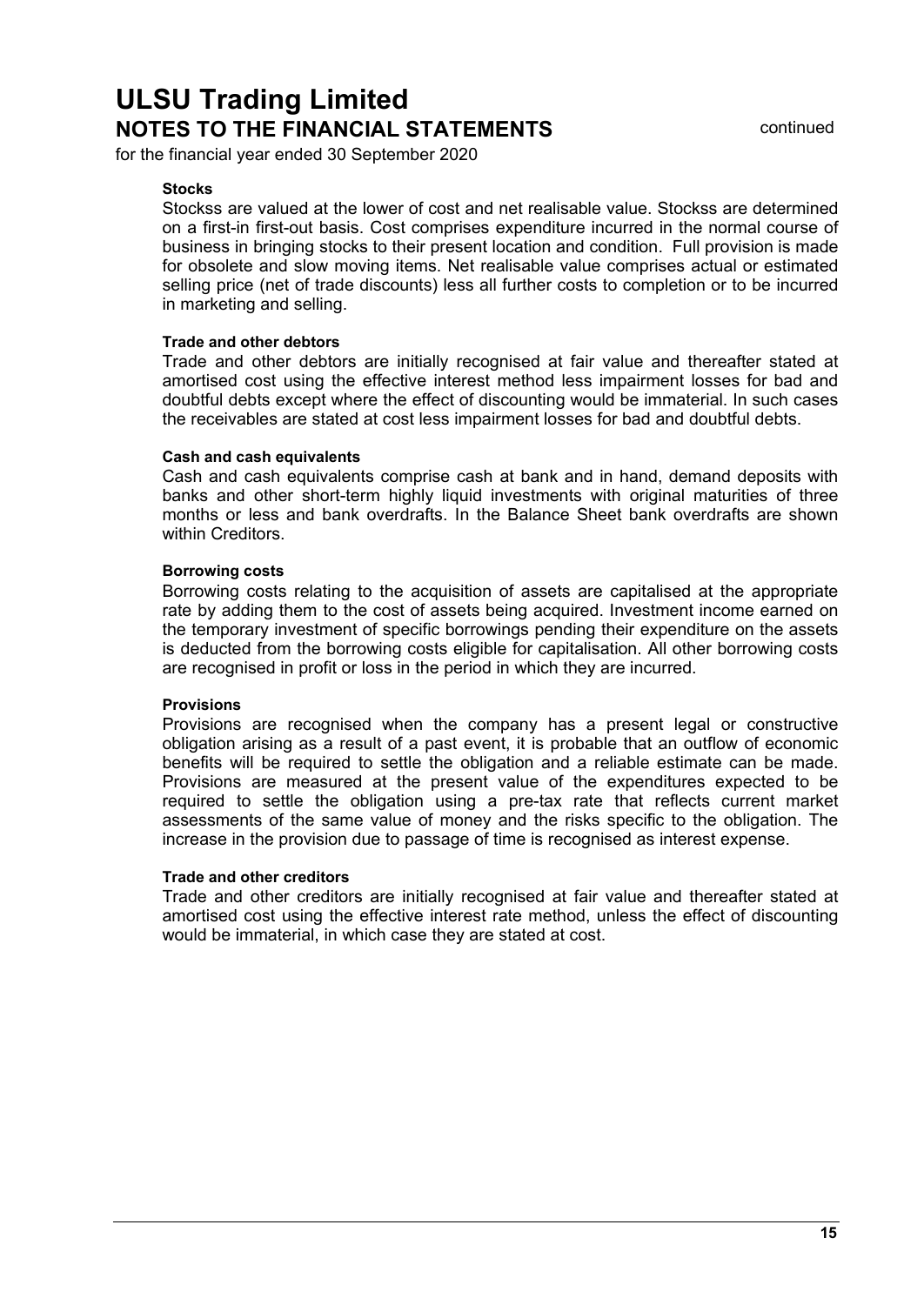# ULSU Trading Limited

## NOTES TO THE FINANCIAL STATEMENTS

continued

for the financial year ended 30 September 2020

**Stocks**

Stockss are valued at the lower of cost and net realisable value. Stockss are determined on a first-in first-out basis. Cost comprises expenditure incurred in the normal course of business in bringing stocks to their present location and condition. Full provision is made for obsolete and slow moving items. Net realisable value comprises actual or estimated selling price (net of trade discounts) less all further costs to completion or to be incurred in marketing and selling.

**Trade and other debtors**

Trade and other debtors are initially recognised at fair value and thereafter stated at amortised cost using the effective interest method less impairment losses for bad and doubtful debts except where the effect of discounting would be immaterial. In such cases the receivables are stated at cost less impairment losses for bad and doubtful debts.

**Cash and cash equivalents**

Cash and cash equivalents comprise cash at bank and in hand, demand deposits with banks and other short-term highly liquid investments with original maturities of three months or less and bank overdrafts. In the Balance Sheet bank overdrafts are shown within Creditors.

**Borrowing costs**

Borrowing costs relating to the acquisition of assets are capitalised at the appropriate rate by adding them to the cost of assets being acquired. Investment income earned on the temporary investment of specific borrowings pending their expenditure on the assets is deducted from the borrowing costs eligible for capitalisation. All other borrowing costs are recognised in profit or loss in the period in which they are incurred.

**Provisions**

Provisions are recognised when the company has a present legal or constructive obligation arising as a result of a past event, it is probable that an outflow of economic benefits will be required to settle the obligation and a reliable estimate can be made. Provisions are measured at the present value of the expenditures expected to be required to settle the obligation using a pre-tax rate that reflects current market assessments of the same value of money and the risks specific to the obligation. The increase in the provision due to passage of time is recognised as interest expense.

**Trade and other creditors**

Trade and other creditors are initially recognised at fair value and thereafter stated at amortised cost using the effective interest rate method, unless the effect of discounting would be immaterial, in which case they are stated at cost.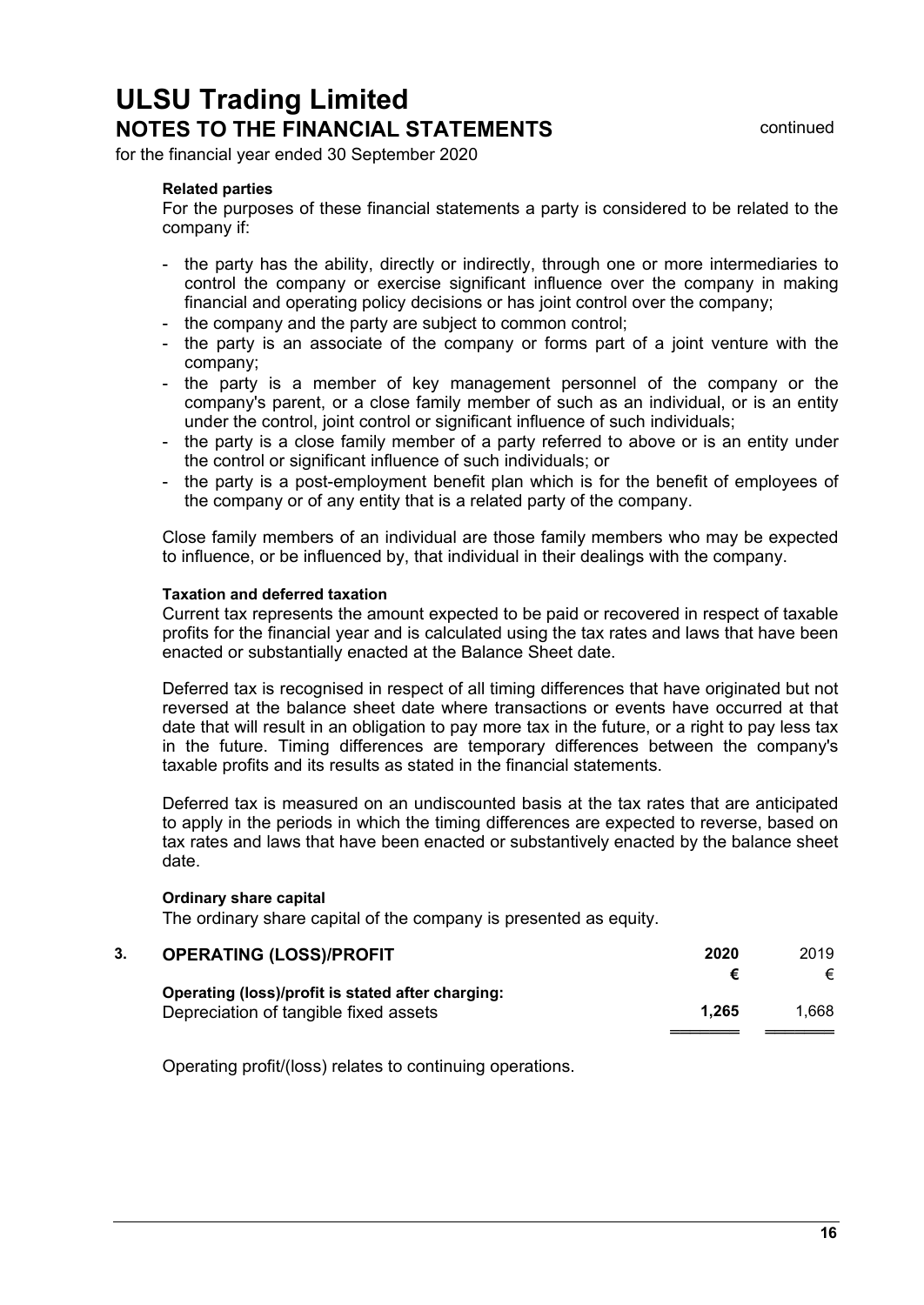# ULSU Trading Limited
## NOTES TO THE FINANCIAL STATEMENTS

continued

for the financial year ended 30 September 2020

**Related parties**

For the purposes of these financial statements a party is considered to be related to the company if:

- the party has the ability, directly or indirectly, through one or more intermediaries to control the company or exercise significant influence over the company in making financial and operating policy decisions or has joint control over the company;
- the company and the party are subject to common control;
- the party is an associate of the company or forms part of a joint venture with the company;
- the party is a member of key management personnel of the company or the company's parent, or a close family member of such as an individual, or is an entity under the control, joint control or significant influence of such individuals;
- the party is a close family member of a party referred to above or is an entity under the control or significant influence of such individuals; or
- the party is a post-employment benefit plan which is for the benefit of employees of the company or of any entity that is a related party of the company.

Close family members of an individual are those family members who may be expected to influence, or be influenced by, that individual in their dealings with the company.

**Taxation and deferred taxation**

Current tax represents the amount expected to be paid or recovered in respect of taxable profits for the financial year and is calculated using the tax rates and laws that have been enacted or substantially enacted at the Balance Sheet date.

Deferred tax is recognised in respect of all timing differences that have originated but not reversed at the balance sheet date where transactions or events have occurred at that date that will result in an obligation to pay more tax in the future, or a right to pay less tax in the future. Timing differences are temporary differences between the company's taxable profits and its results as stated in the financial statements.

Deferred tax is measured on an undiscounted basis at the tax rates that are anticipated to apply in the periods in which the timing differences are expected to reverse, based on tax rates and laws that have been enacted or substantively enacted by the balance sheet date.

**Ordinary share capital**

The ordinary share capital of the company is presented as equity.

### 3. OPERATING (LOSS)/PROFIT

| | 2020 | 2019 |
|---|---|---|
| | € | € |
| **Operating (loss)/profit is stated after charging:** | | |
| Depreciation of tangible fixed assets | **1,265** | 1,668 |

Operating profit/(loss) relates to continuing operations.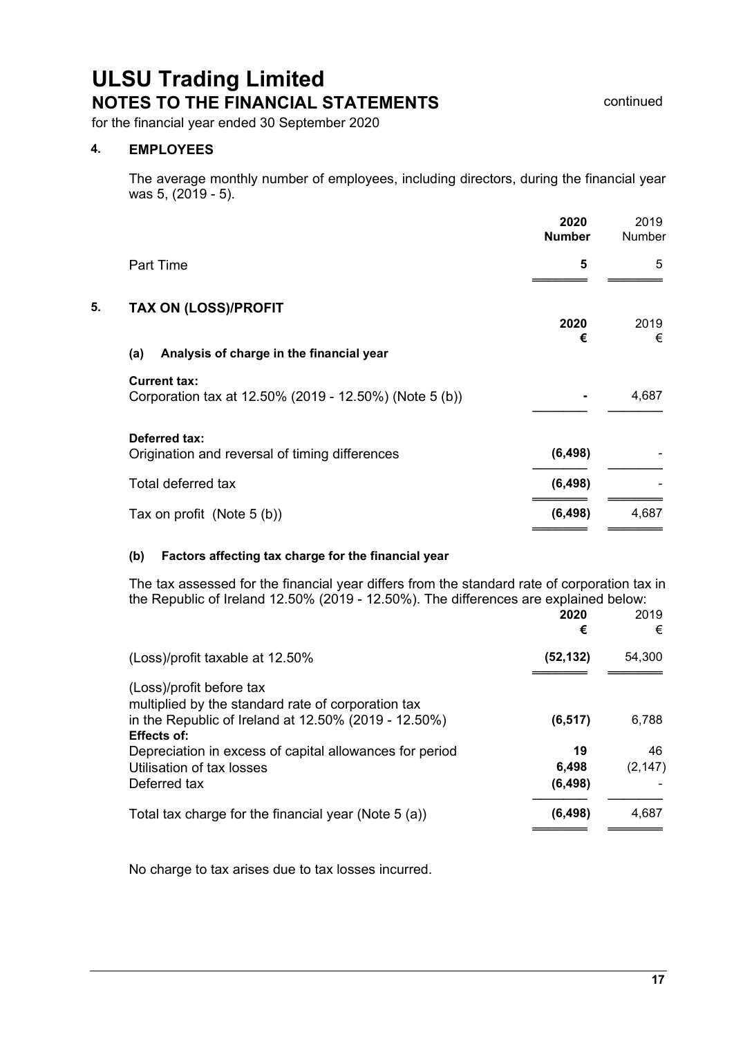# ULSU Trading Limited
## NOTES TO THE FINANCIAL STATEMENTS

continued

for the financial year ended 30 September 2020

### 4. EMPLOYEES

The average monthly number of employees, including directors, during the financial year was 5, (2019 - 5).

| | **2020 Number** | 2019 Number |
|---|---|---|
| Part Time | **5** | 5 |

### 5. TAX ON (LOSS)/PROFIT

| | **2020 €** | 2019 € |
|---|---|---|
| **(a) Analysis of charge in the financial year** | | |
| **Current tax:** | | |
| Corporation tax at 12.50% (2019 - 12.50%) (Note 5 (b)) | **-** | 4,687 |
| **Deferred tax:** | | |
| Origination and reversal of timing differences | **(6,498)** | - |
| Total deferred tax | **(6,498)** | - |
| Tax on profit (Note 5 (b)) | **(6,498)** | 4,687 |

#### (b) Factors affecting tax charge for the financial year

The tax assessed for the financial year differs from the standard rate of corporation tax in the Republic of Ireland 12.50% (2019 - 12.50%). The differences are explained below:

| | **2020 €** | 2019 € |
|---|---|---|
| (Loss)/profit taxable at 12.50% | **(52,132)** | 54,300 |
| (Loss)/profit before tax multiplied by the standard rate of corporation tax in the Republic of Ireland at 12.50% (2019 - 12.50%) | **(6,517)** | 6,788 |
| **Effects of:** | | |
| Depreciation in excess of capital allowances for period | **19** | 46 |
| Utilisation of tax losses | **6,498** | (2,147) |
| Deferred tax | **(6,498)** | - |
| Total tax charge for the financial year (Note 5 (a)) | **(6,498)** | 4,687 |

No charge to tax arises due to tax losses incurred.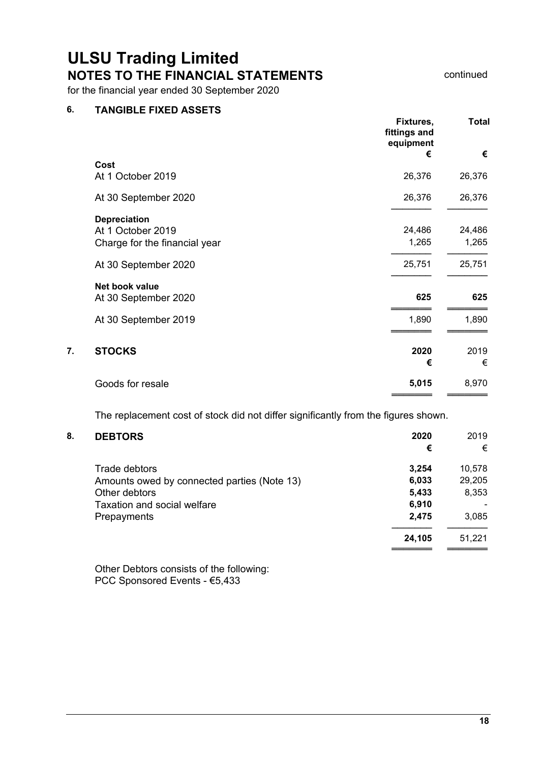# ULSU Trading Limited

## NOTES TO THE FINANCIAL STATEMENTS

continued

for the financial year ended 30 September 2020

### 6. TANGIBLE FIXED ASSETS

| | Fixtures, fittings and equipment | Total |
|---|---|---|
| | € | € |
| **Cost** | | |
| At 1 October 2019 | 26,376 | 26,376 |
| At 30 September 2020 | 26,376 | 26,376 |
| **Depreciation** | | |
| At 1 October 2019 | 24,486 | 24,486 |
| Charge for the financial year | 1,265 | 1,265 |
| At 30 September 2020 | 25,751 | 25,751 |
| **Net book value** | | |
| At 30 September 2020 | **625** | **625** |
| At 30 September 2019 | 1,890 | 1,890 |

### 7. STOCKS

| | 2020 | 2019 |
|---|---|---|
| | € | € |
| Goods for resale | **5,015** | 8,970 |

The replacement cost of stock did not differ significantly from the figures shown.

### 8. DEBTORS

| | 2020 | 2019 |
|---|---|---|
| | € | € |
| Trade debtors | **3,254** | 10,578 |
| Amounts owed by connected parties (Note 13) | **6,033** | 29,205 |
| Other debtors | **5,433** | 8,353 |
| Taxation and social welfare | **6,910** | - |
| Prepayments | **2,475** | 3,085 |
| | **24,105** | 51,221 |

Other Debtors consists of the following:
PCC Sponsored Events - €5,433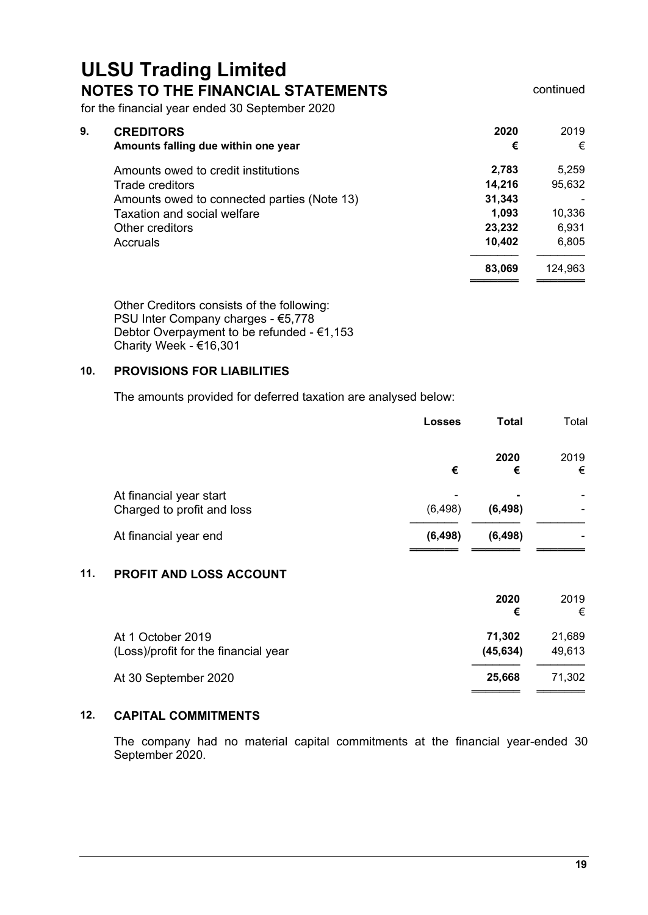# ULSU Trading Limited

## NOTES TO THE FINANCIAL STATEMENTS

continued

for the financial year ended 30 September 2020

### 9. CREDITORS

| Amounts falling due within one year | 2020 € | 2019 € |
|---|---|---|
| Amounts owed to credit institutions | **2,783** | 5,259 |
| Trade creditors | **14,216** | 95,632 |
| Amounts owed to connected parties (Note 13) | **31,343** | - |
| Taxation and social welfare | **1,093** | 10,336 |
| Other creditors | **23,232** | 6,931 |
| Accruals | **10,402** | 6,805 |
| | **83,069** | 124,963 |

Other Creditors consists of the following:
PSU Inter Company charges - €5,778
Debtor Overpayment to be refunded - €1,153
Charity Week - €16,301

### 10. PROVISIONS FOR LIABILITIES

The amounts provided for deferred taxation are analysed below:

| | Losses € | Total 2020 € | Total 2019 € |
|---|---|---|---|
| At financial year start | - | **-** | - |
| Charged to profit and loss | (6,498) | **(6,498)** | - |
| At financial year end | **(6,498)** | **(6,498)** | - |

### 11. PROFIT AND LOSS ACCOUNT

| | 2020 € | 2019 € |
|---|---|---|
| At 1 October 2019 | **71,302** | 21,689 |
| (Loss)/profit for the financial year | **(45,634)** | 49,613 |
| At 30 September 2020 | **25,668** | 71,302 |

### 12. CAPITAL COMMITMENTS

The company had no material capital commitments at the financial year-ended 30 September 2020.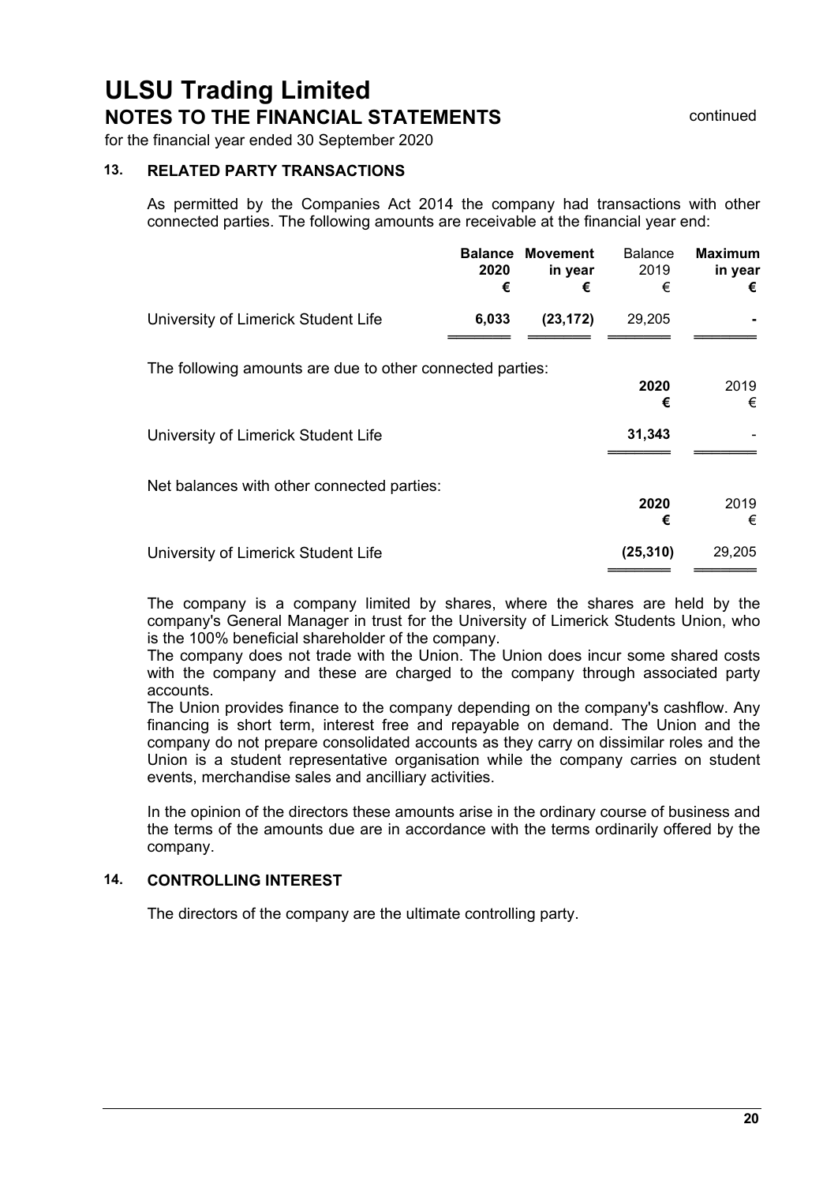# ULSU Trading Limited
## NOTES TO THE FINANCIAL STATEMENTS

continued

for the financial year ended 30 September 2020

### 13. RELATED PARTY TRANSACTIONS

As permitted by the Companies Act 2014 the company had transactions with other connected parties. The following amounts are receivable at the financial year end:

| | **Balance 2020 €** | **Movement in year €** | Balance 2019 € | **Maximum in year €** |
|---|---|---|---|---|
| University of Limerick Student Life | **6,033** | **(23,172)** | 29,205 | **-** |

The following amounts are due to other connected parties:

| | **2020 €** | 2019 € |
|---|---|---|
| University of Limerick Student Life | **31,343** | - |

Net balances with other connected parties:

| | **2020 €** | 2019 € |
|---|---|---|
| University of Limerick Student Life | **(25,310)** | 29,205 |

The company is a company limited by shares, where the shares are held by the company's General Manager in trust for the University of Limerick Students Union, who is the 100% beneficial shareholder of the company.
The company does not trade with the Union. The Union does incur some shared costs with the company and these are charged to the company through associated party accounts.
The Union provides finance to the company depending on the company's cashflow. Any financing is short term, interest free and repayable on demand. The Union and the company do not prepare consolidated accounts as they carry on dissimilar roles and the Union is a student representative organisation while the company carries on student events, merchandise sales and ancilliary activities.

In the opinion of the directors these amounts arise in the ordinary course of business and the terms of the amounts due are in accordance with the terms ordinarily offered by the company.

### 14. CONTROLLING INTEREST

The directors of the company are the ultimate controlling party.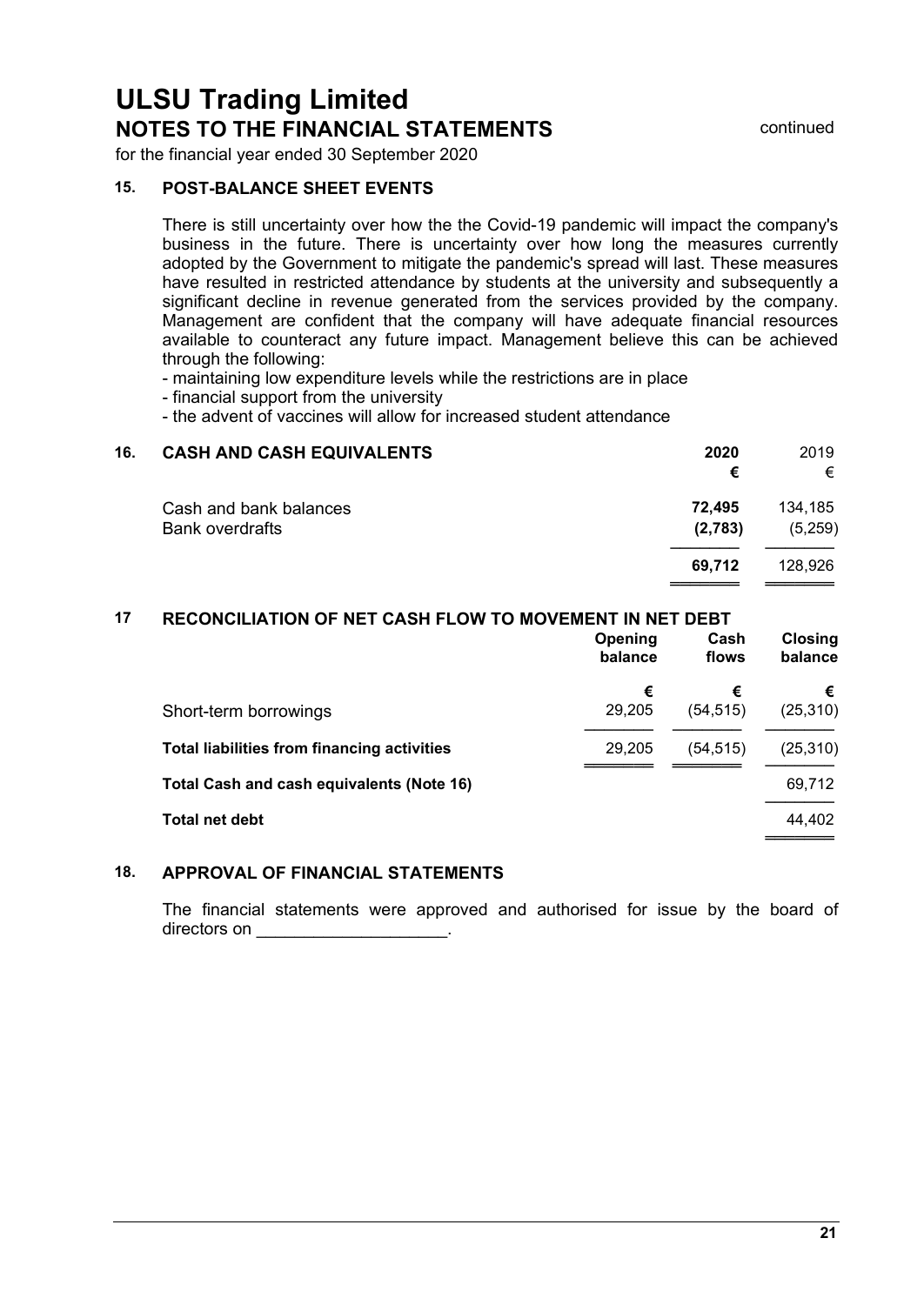# ULSU Trading Limited
## NOTES TO THE FINANCIAL STATEMENTS

continued

for the financial year ended 30 September 2020

### 15. POST-BALANCE SHEET EVENTS

There is still uncertainty over how the the Covid-19 pandemic will impact the company's business in the future. There is uncertainty over how long the measures currently adopted by the Government to mitigate the pandemic's spread will last. These measures have resulted in restricted attendance by students at the university and subsequently a significant decline in revenue generated from the services provided by the company. Management are confident that the company will have adequate financial resources available to counteract any future impact. Management believe this can be achieved through the following:

- maintaining low expenditure levels while the restrictions are in place
- financial support from the university
- the advent of vaccines will allow for increased student attendance

### 16. CASH AND CASH EQUIVALENTS

| | **2020** | 2019 |
|---|---|---|
| | **€** | € |
| Cash and bank balances | **72,495** | 134,185 |
| Bank overdrafts | **(2,783)** | (5,259) |
| | **69,712** | 128,926 |

### 17 RECONCILIATION OF NET CASH FLOW TO MOVEMENT IN NET DEBT

| | **Opening balance** | **Cash flows** | **Closing balance** |
|---|---|---|---|
| | **€** | **€** | **€** |
| Short-term borrowings | 29,205 | (54,515) | (25,310) |
| **Total liabilities from financing activities** | 29,205 | (54,515) | (25,310) |
| **Total Cash and cash equivalents (Note 16)** | | | 69,712 |
| **Total net debt** | | | 44,402 |

### 18. APPROVAL OF FINANCIAL STATEMENTS

The financial statements were approved and authorised for issue by the board of directors on ____________________.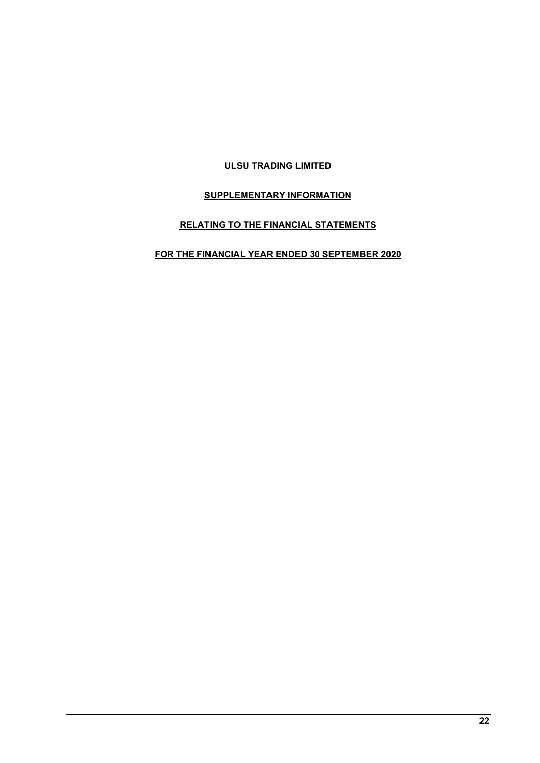**ULSU TRADING LIMITED**

**SUPPLEMENTARY INFORMATION**

**RELATING TO THE FINANCIAL STATEMENTS**

**FOR THE FINANCIAL YEAR ENDED 30 SEPTEMBER 2020**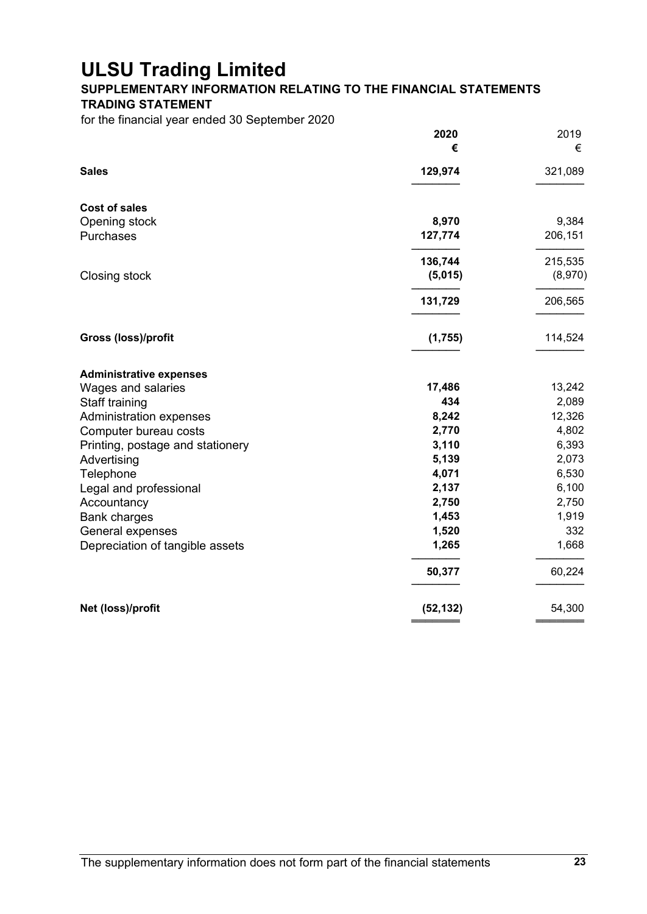# ULSU Trading Limited

## SUPPLEMENTARY INFORMATION RELATING TO THE FINANCIAL STATEMENTS

### TRADING STATEMENT

for the financial year ended 30 September 2020

| | 2020 | 2019 |
|---|---|---|
| | € | € |
| **Sales** | **129,974** | 321,089 |
| **Cost of sales** | | |
| Opening stock | **8,970** | 9,384 |
| Purchases | **127,774** | 206,151 |
| | **136,744** | 215,535 |
| Closing stock | **(5,015)** | (8,970) |
| | **131,729** | 206,565 |
| **Gross (loss)/profit** | **(1,755)** | 114,524 |
| **Administrative expenses** | | |
| Wages and salaries | **17,486** | 13,242 |
| Staff training | **434** | 2,089 |
| Administration expenses | **8,242** | 12,326 |
| Computer bureau costs | **2,770** | 4,802 |
| Printing, postage and stationery | **3,110** | 6,393 |
| Advertising | **5,139** | 2,073 |
| Telephone | **4,071** | 6,530 |
| Legal and professional | **2,137** | 6,100 |
| Accountancy | **2,750** | 2,750 |
| Bank charges | **1,453** | 1,919 |
| General expenses | **1,520** | 332 |
| Depreciation of tangible assets | **1,265** | 1,668 |
| | **50,377** | 60,224 |
| **Net (loss)/profit** | **(52,132)** | 54,300 |

The supplementary information does not form part of the financial statements